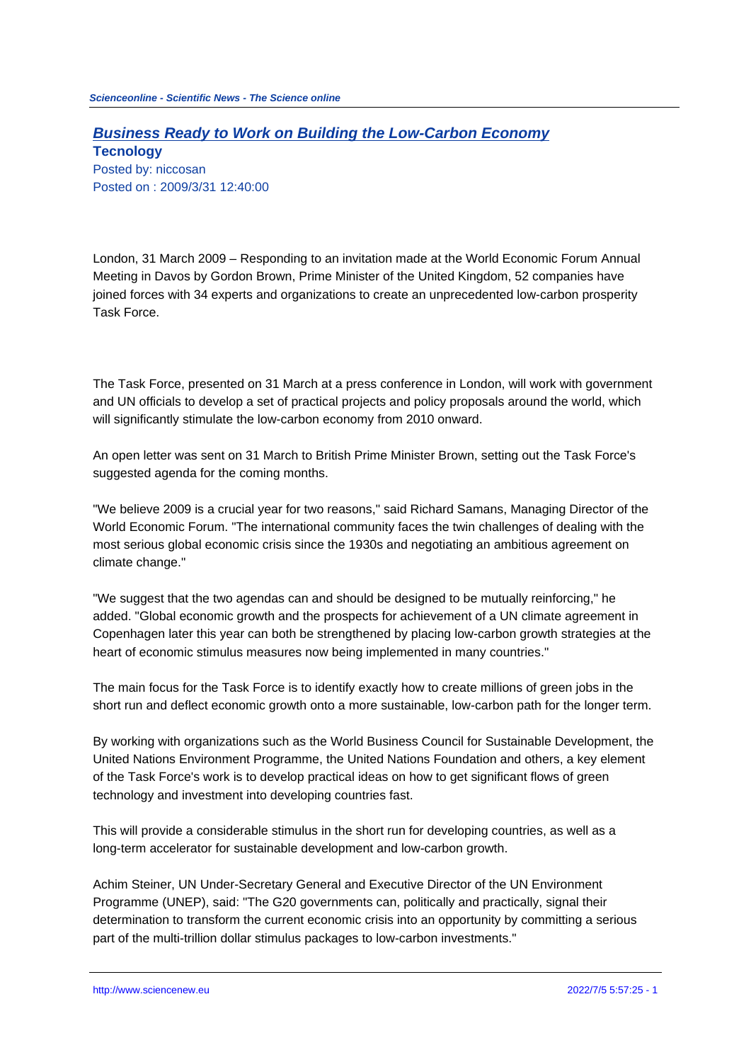# Business Ready to Work on Building the Low-Carbon Economy

**Tecnology**

Posted by: niccosan

Posted on : 2009/3/31 12:40:00

London, 31 March 2009 – Responding to an invitation made at the World Economic Forum Annual Meeting in Davos by Gordon Brown, Prime Minister of the United Kingdom, 52 companies have joined forces with 34 experts and organizations to create an unprecedented low-carbon prosperity Task Force.

The Task Force, presented on 31 March at a press conference in London, will work with government and UN officials to develop a set of practical projects and policy proposals around the world, which will significantly stimulate the low-carbon economy from 2010 onward.

An open letter was sent on 31 March to British Prime Minister Brown, setting out the Task Force's suggested agenda for the coming months.

"We believe 2009 is a crucial year for two reasons," said Richard Samans, Managing Director of the World Economic Forum. "The international community faces the twin challenges of dealing with the most serious global economic crisis since the 1930s and negotiating an ambitious agreement on climate change."

"We suggest that the two agendas can and should be designed to be mutually reinforcing," he added. "Global economic growth and the prospects for achievement of a UN climate agreement in Copenhagen later this year can both be strengthened by placing low-carbon growth strategies at the heart of economic stimulus measures now being implemented in many countries."

The main focus for the Task Force is to identify exactly how to create millions of green jobs in the short run and deflect economic growth onto a more sustainable, low-carbon path for the longer term.

By working with organizations such as the World Business Council for Sustainable Development, the United Nations Environment Programme, the United Nations Foundation and others, a key element of the Task Force's work is to develop practical ideas on how to get significant flows of green technology and investment into developing countries fast.

This will provide a considerable stimulus in the short run for developing countries, as well as a long-term accelerator for sustainable development and low-carbon growth.

Achim Steiner, UN Under-Secretary General and Executive Director of the UN Environment Programme (UNEP), said: "The G20 governments can, politically and practically, signal their determination to transform the current economic crisis into an opportunity by committing a serious part of the multi-trillion dollar stimulus packages to low-carbon investments."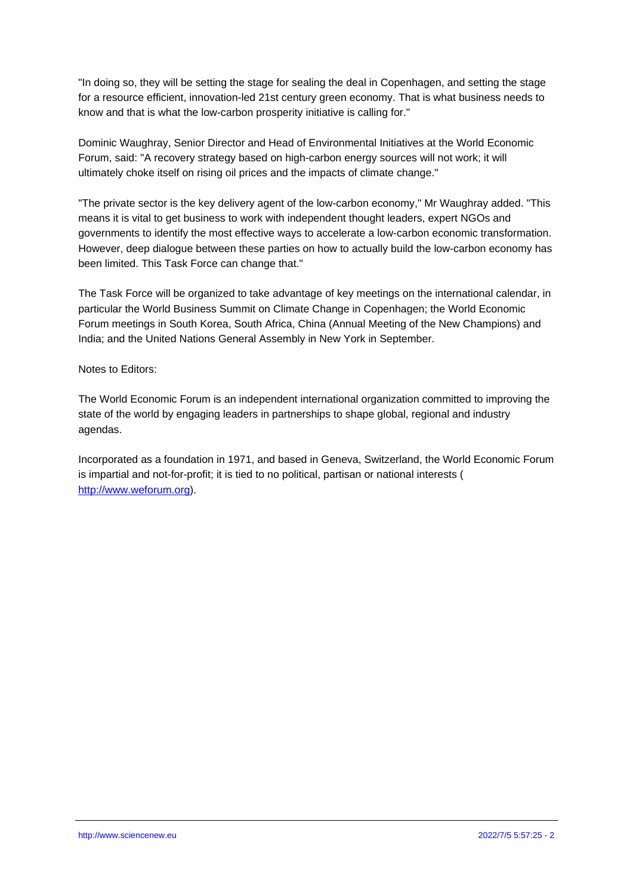"In doing so, they will be setting the stage for sealing the deal in Copenhagen, and setting the stage for a resource efficient, innovation-led 21st century green economy. That is what business needs to know and that is what the low-carbon prosperity initiative is calling for."

Dominic Waughray, Senior Director and Head of Environmental Initiatives at the World Economic Forum, said: "A recovery strategy based on high-carbon energy sources will not work; it will ultimately choke itself on rising oil prices and the impacts of climate change."

"The private sector is the key delivery agent of the low-carbon economy," Mr Waughray added. "This means it is vital to get business to work with independent thought leaders, expert NGOs and governments to identify the most effective ways to accelerate a low-carbon economic transformation. However, deep dialogue between these parties on how to actually build the low-carbon economy has been limited. This Task Force can change that."

The Task Force will be organized to take advantage of key meetings on the international calendar, in particular the World Business Summit on Climate Change in Copenhagen; the World Economic Forum meetings in South Korea, South Africa, China (Annual Meeting of the New Champions) and India; and the United Nations General Assembly in New York in September.

Notes to Editors:

The World Economic Forum is an independent international organization committed to improving the state of the world by engaging leaders in partnerships to shape global, regional and industry agendas.

Incorporated as a foundation in 1971, and based in Geneva, Switzerland, the World Economic Forum is impartial and not-for-profit; it is tied to no political, partisan or national interests ( http://www.weforum.org).